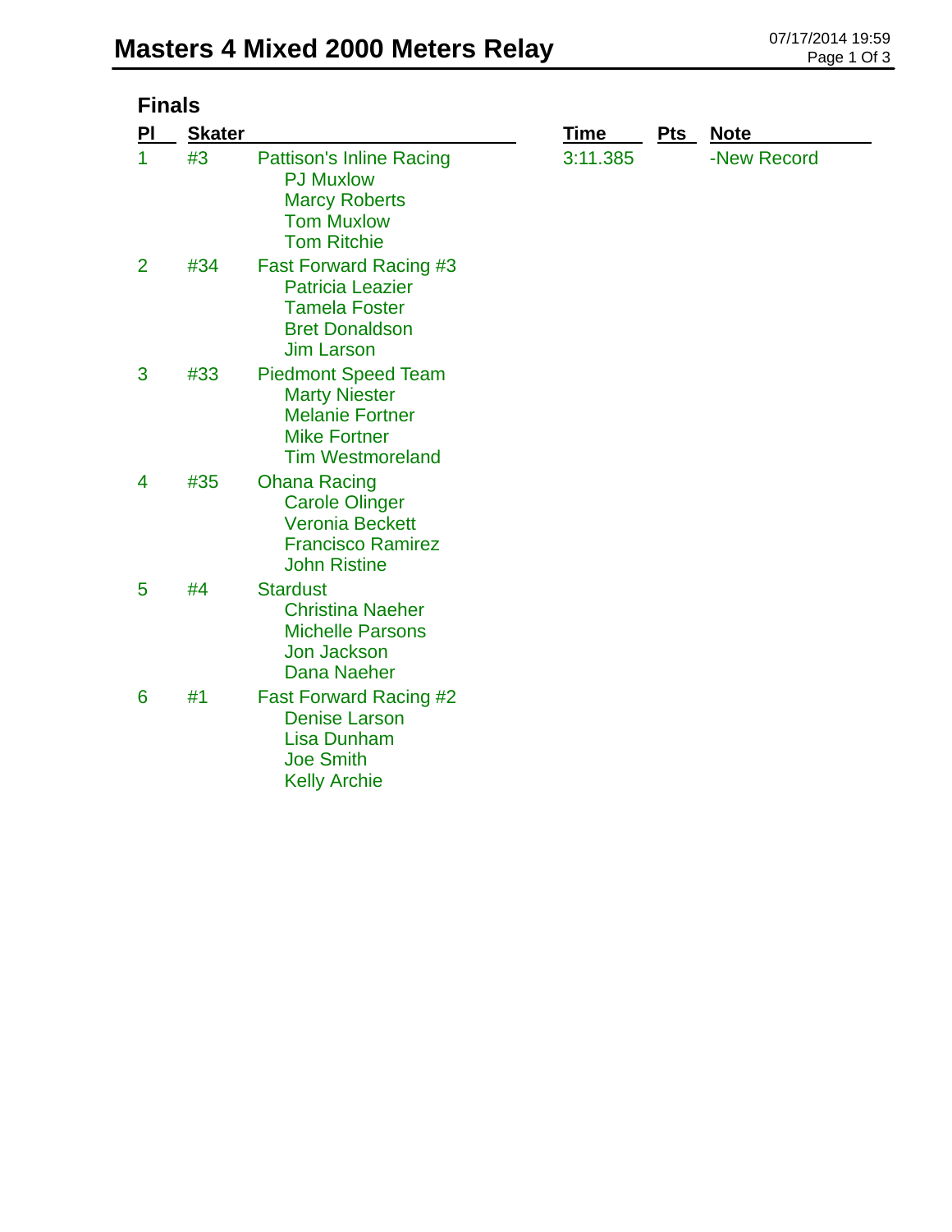# Masters 4 Mixed 2000 Meters Relay

07/17/2014 19:59

## Finals

| Pl | Skater | | Time | Pts | Note |
|---|---|---|---|---|---|
| 1 | #3 | Pattison's Inline Racing<br>PJ Muxlow<br>Marcy Roberts<br>Tom Muxlow<br>Tom Ritchie | 3:11.385 | | -New Record |
| 2 | #34 | Fast Forward Racing #3<br>Patricia Leazier<br>Tamela Foster<br>Bret Donaldson<br>Jim Larson | | | |
| 3 | #33 | Piedmont Speed Team<br>Marty Niester<br>Melanie Fortner<br>Mike Fortner<br>Tim Westmoreland | | | |
| 4 | #35 | Ohana Racing<br>Carole Olinger<br>Veronia Beckett<br>Francisco Ramirez<br>John Ristine | | | |
| 5 | #4 | Stardust<br>Christina Naeher<br>Michelle Parsons<br>Jon Jackson<br>Dana Naeher | | | |
| 6 | #1 | Fast Forward Racing #2<br>Denise Larson<br>Lisa Dunham<br>Joe Smith<br>Kelly Archie | | | |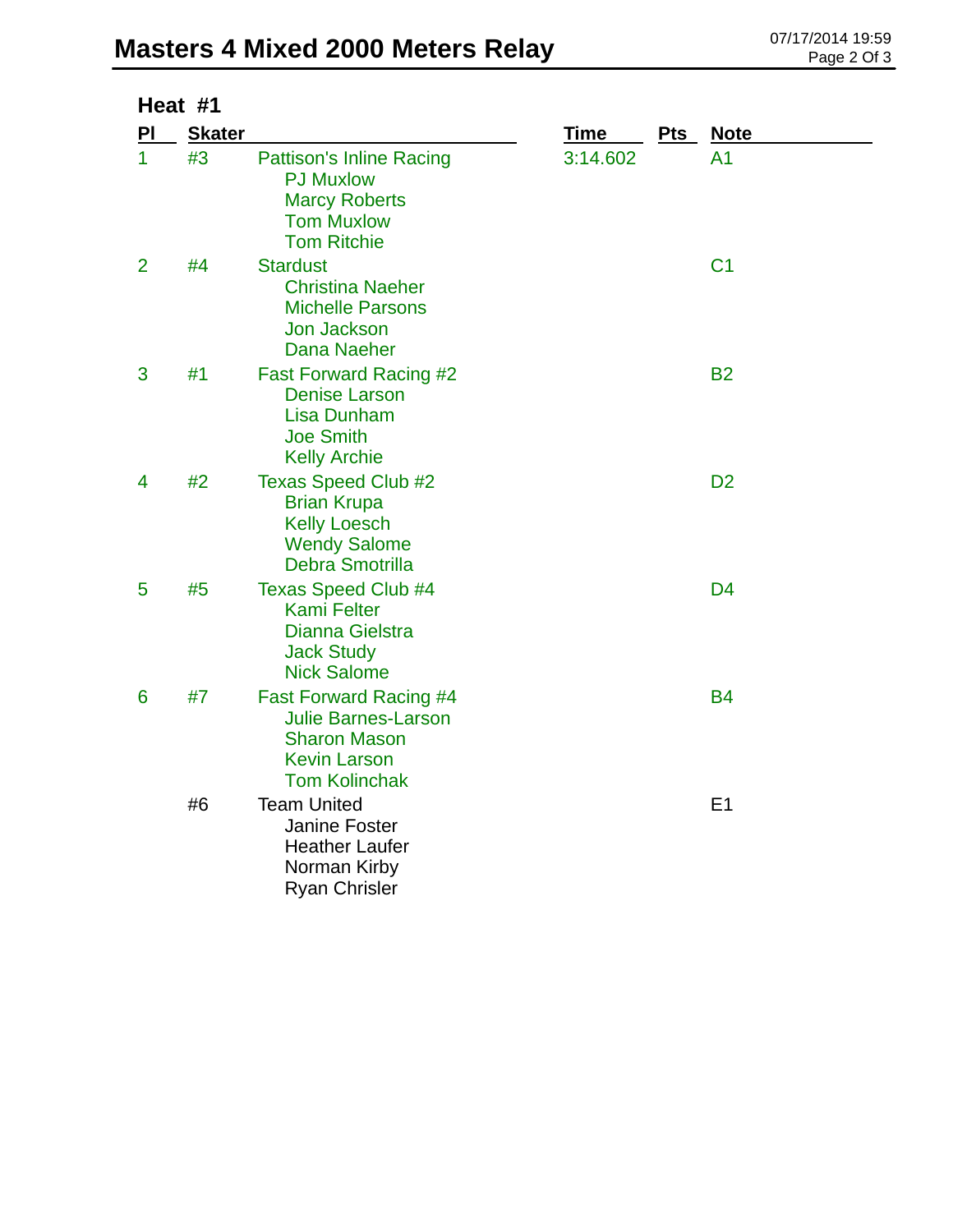# Masters 4 Mixed 2000 Meters Relay

## Heat #1

| Pl | Skater | | Time | Pts | Note |
|---|---|---|---|---|---|
| 1 | #3 | Pattison's Inline Racing<br>PJ Muxlow<br>Marcy Roberts<br>Tom Muxlow<br>Tom Ritchie | 3:14.602 | | A1 |
| 2 | #4 | Stardust<br>Christina Naeher<br>Michelle Parsons<br>Jon Jackson<br>Dana Naeher | | | C1 |
| 3 | #1 | Fast Forward Racing #2<br>Denise Larson<br>Lisa Dunham<br>Joe Smith<br>Kelly Archie | | | B2 |
| 4 | #2 | Texas Speed Club #2<br>Brian Krupa<br>Kelly Loesch<br>Wendy Salome<br>Debra Smotrilla | | | D2 |
| 5 | #5 | Texas Speed Club #4<br>Kami Felter<br>Dianna Gielstra<br>Jack Study<br>Nick Salome | | | D4 |
| 6 | #7 | Fast Forward Racing #4<br>Julie Barnes-Larson<br>Sharon Mason<br>Kevin Larson<br>Tom Kolinchak | | | B4 |
| | #6 | Team United<br>Janine Foster<br>Heather Laufer<br>Norman Kirby<br>Ryan Chrisler | | | E1 |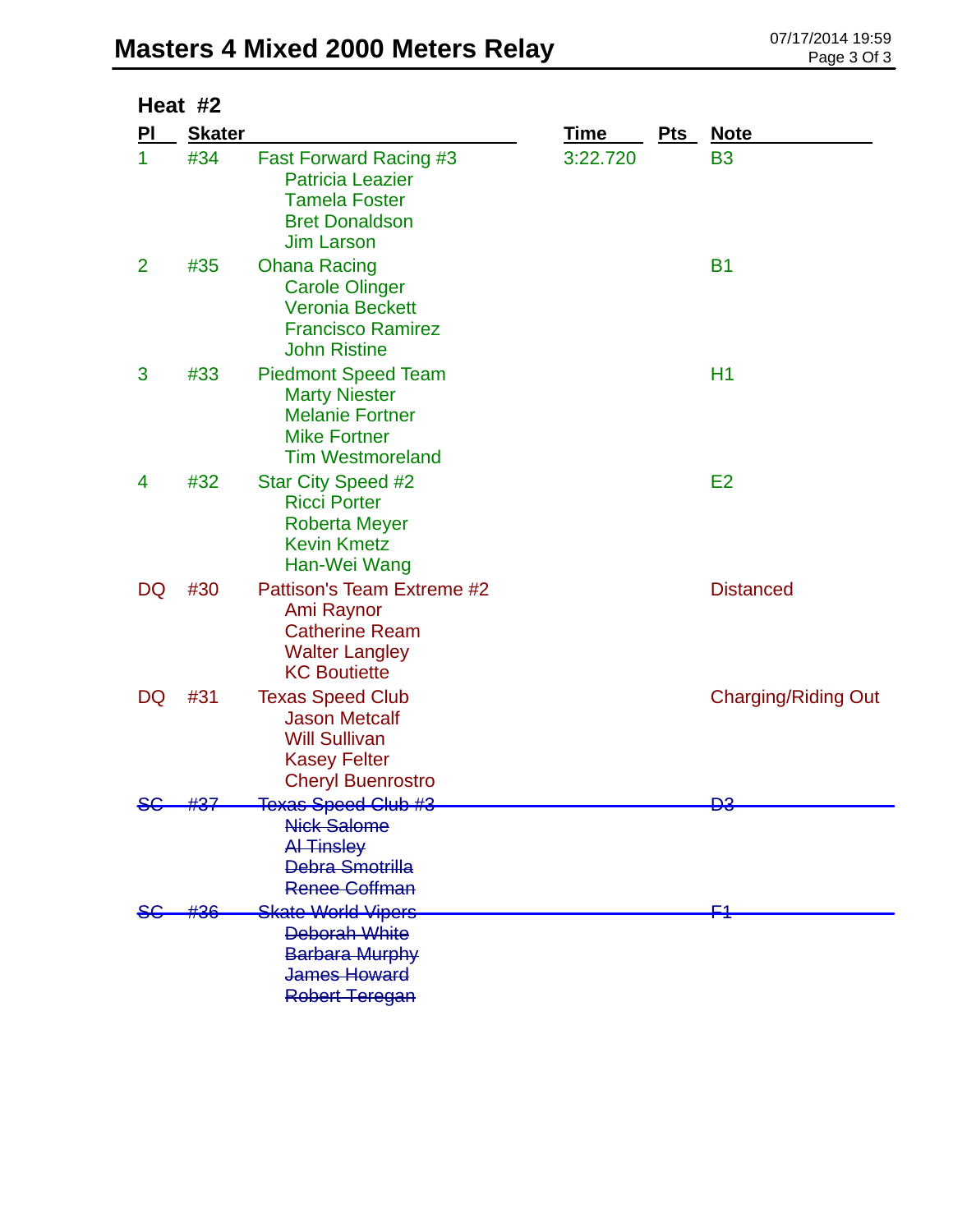# Masters 4 Mixed 2000 Meters Relay

07/17/2014 19:59

## Heat #2

| Pl | Skater | | Time | Pts | Note |
|---|---|---|---|---|---|
| 1 | #34 | Fast Forward Racing #3<br>Patricia Leazier<br>Tamela Foster<br>Bret Donaldson<br>Jim Larson | 3:22.720 | | B3 |
| 2 | #35 | Ohana Racing<br>Carole Olinger<br>Veronia Beckett<br>Francisco Ramirez<br>John Ristine | | | B1 |
| 3 | #33 | Piedmont Speed Team<br>Marty Niester<br>Melanie Fortner<br>Mike Fortner<br>Tim Westmoreland | | | H1 |
| 4 | #32 | Star City Speed #2<br>Ricci Porter<br>Roberta Meyer<br>Kevin Kmetz<br>Han-Wei Wang | | | E2 |
| DQ | #30 | Pattison's Team Extreme #2<br>Ami Raynor<br>Catherine Ream<br>Walter Langley<br>KC Boutiette | | | Distanced |
| DQ | #31 | Texas Speed Club<br>Jason Metcalf<br>Will Sullivan<br>Kasey Felter<br>Cheryl Buenrostro | | | Charging/Riding Out |
| ~~SC~~ | ~~#37~~ | ~~Texas Speed Club #3~~<br>~~Nick Salome~~<br>~~Al Tinsley~~<br>~~Debra Smotrilla~~<br>~~Renee Coffman~~ | | | ~~D3~~ |
| ~~SC~~ | ~~#36~~ | ~~Skate World Vipers~~<br>~~Deborah White~~<br>~~Barbara Murphy~~<br>~~James Howard~~<br>~~Robert Teregan~~ | | | ~~F1~~ |